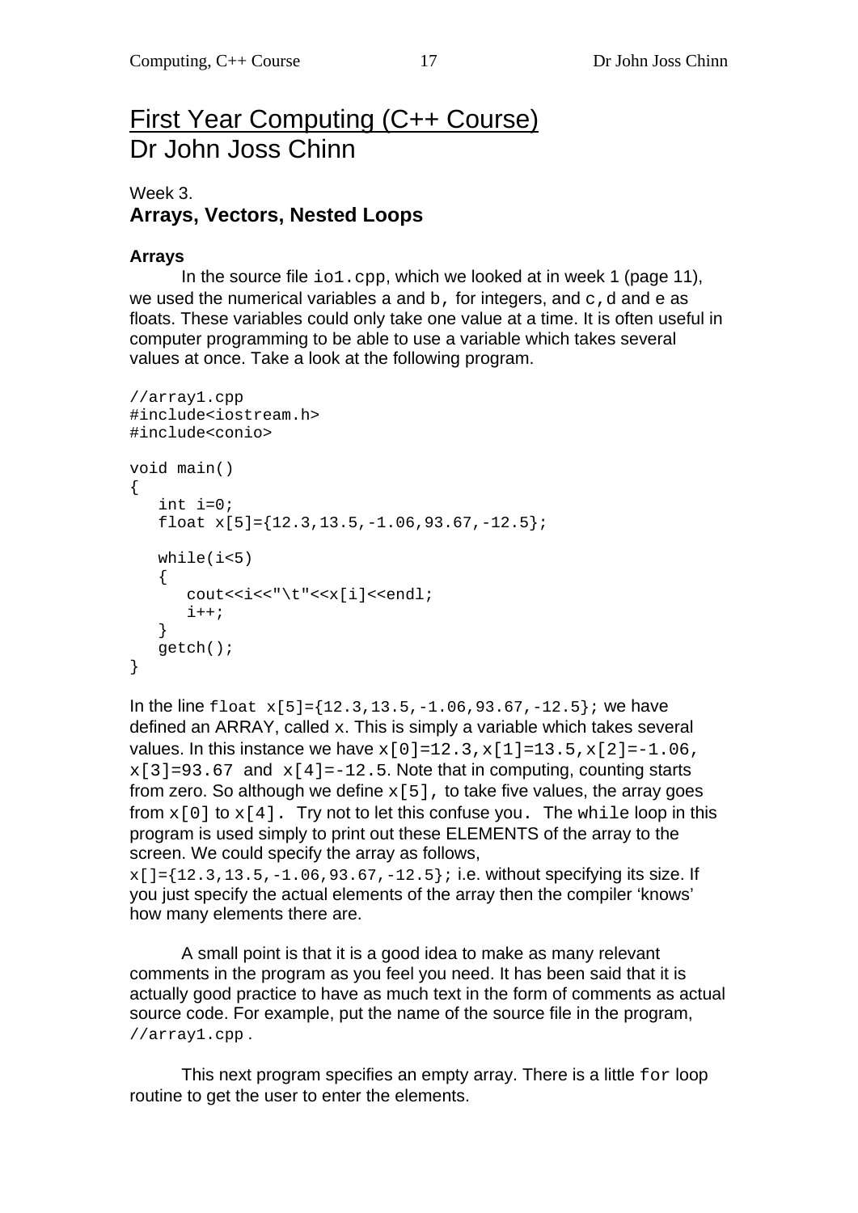# First Year Computing (C++ Course)
Dr John Joss Chinn

Week 3.
## Arrays, Vectors, Nested Loops

### Arrays

In the source file `io1.cpp`, which we looked at in week 1 (page 11), we used the numerical variables `a` and `b`, for integers, and `c`, `d` and `e` as floats. These variables could only take one value at a time. It is often useful in computer programming to be able to use a variable which takes several values at once. Take a look at the following program.

```
//array1.cpp
#include<iostream.h>
#include<conio>

void main()
{
   int i=0;
   float x[5]={12.3,13.5,-1.06,93.67,-12.5};

   while(i<5)
   {
      cout<<i<<"\t"<<x[i]<<endl;
      i++;
   }
   getch();
}
```

In the line `float x[5]={12.3,13.5,-1.06,93.67,-12.5};` we have defined an ARRAY, called `x`. This is simply a variable which takes several values. In this instance we have `x[0]=12.3`, `x[1]=13.5`, `x[2]=-1.06`, `x[3]=93.67` and `x[4]=-12.5`. Note that in computing, counting starts from zero. So although we define `x[5]`, to take five values, the array goes from `x[0]` to `x[4]`. Try not to let this confuse you. The `while` loop in this program is used simply to print out these ELEMENTS of the array to the screen. We could specify the array as follows, `x[]={12.3,13.5,-1.06,93.67,-12.5};` i.e. without specifying its size. If you just specify the actual elements of the array then the compiler 'knows' how many elements there are.

A small point is that it is a good idea to make as many relevant comments in the program as you feel you need. It has been said that it is actually good practice to have as much text in the form of comments as actual source code. For example, put the name of the source file in the program, `//array1.cpp` .

This next program specifies an empty array. There is a little `for` loop routine to get the user to enter the elements.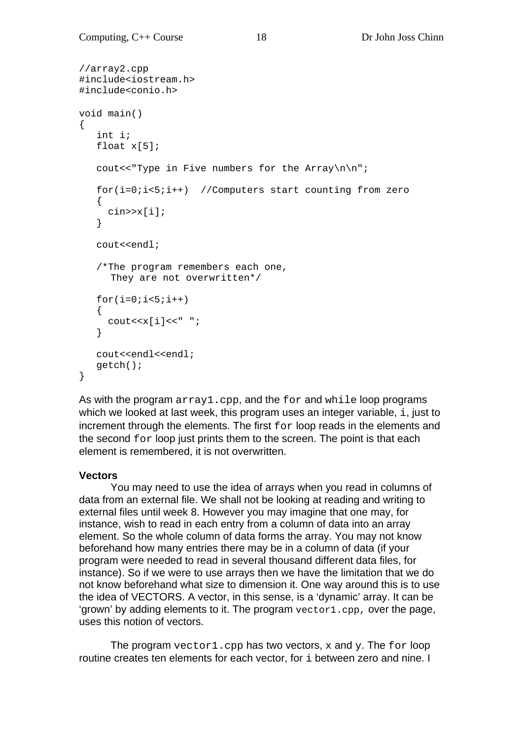```
//array2.cpp
#include<iostream.h>
#include<conio.h>

void main()
{
   int i;
   float x[5];

   cout<<"Type in Five numbers for the Array\n\n";

   for(i=0;i<5;i++)  //Computers start counting from zero
   {
     cin>>x[i];
   }

   cout<<endl;

   /*The program remembers each one,
     They are not overwritten*/

   for(i=0;i<5;i++)
   {
     cout<<x[i]<<" ";
   }

   cout<<endl<<endl;
   getch();
}
```

As with the program `array1.cpp`, and the `for` and `while` loop programs which we looked at last week, this program uses an integer variable, `i`, just to increment through the elements. The first `for` loop reads in the elements and the second `for` loop just prints them to the screen. The point is that each element is remembered, it is not overwritten.

**Vectors**

You may need to use the idea of arrays when you read in columns of data from an external file. We shall not be looking at reading and writing to external files until week 8. However you may imagine that one may, for instance, wish to read in each entry from a column of data into an array element. So the whole column of data forms the array. You may not know beforehand how many entries there may be in a column of data (if your program were needed to read in several thousand different data files, for instance). So if we were to use arrays then we have the limitation that we do not know beforehand what size to dimension it. One way around this is to use the idea of VECTORS. A vector, in this sense, is a 'dynamic' array. It can be 'grown' by adding elements to it. The program `vector1.cpp`, over the page, uses this notion of vectors.

The program `vector1.cpp` has two vectors, `x` and `y`. The `for` loop routine creates ten elements for each vector, for `i` between zero and nine. I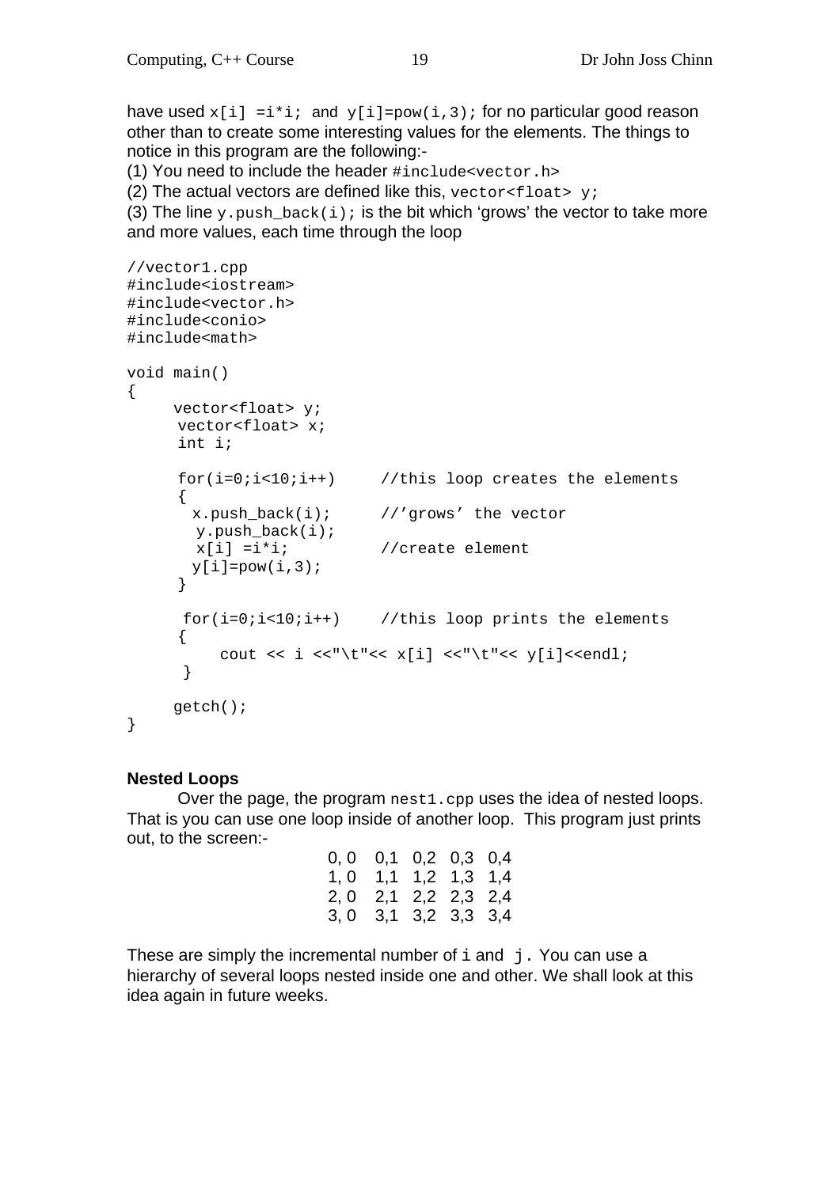have used `x[i] =i*i;` and `y[i]=pow(i,3);` for no particular good reason other than to create some interesting values for the elements. The things to notice in this program are the following:-

(1) You need to include the header `#include<vector.h>`

(2) The actual vectors are defined like this, `vector<float> y;`

(3) The line `y.push_back(i);` is the bit which 'grows' the vector to take more and more values, each time through the loop

```
//vector1.cpp
#include<iostream>
#include<vector.h>
#include<conio>
#include<math>

void main()
{
     vector<float> y;
      vector<float> x;
      int i;

      for(i=0;i<10;i++)     //this loop creates the elements
      {
        x.push_back(i);      //'grows' the vector
         y.push_back(i);
         x[i] =i*i;          //create element
        y[i]=pow(i,3);
      }

       for(i=0;i<10;i++)    //this loop prints the elements
      {
           cout << i <<"\t"<< x[i] <<"\t"<< y[i]<<endl;
       }

     getch();
}
```

#### Nested Loops

Over the page, the program `nest1.cpp` uses the idea of nested loops. That is you can use one loop inside of another loop. This program just prints out, to the screen:-

```
0, 0   0,1   0,2   0,3   0,4
1, 0   1,1   1,2   1,3   1,4
2, 0   2,1   2,2   2,3   2,4
3, 0   3,1   3,2   3,3   3,4
```

These are simply the incremental number of `i` and `j`. You can use a hierarchy of several loops nested inside one and other. We shall look at this idea again in future weeks.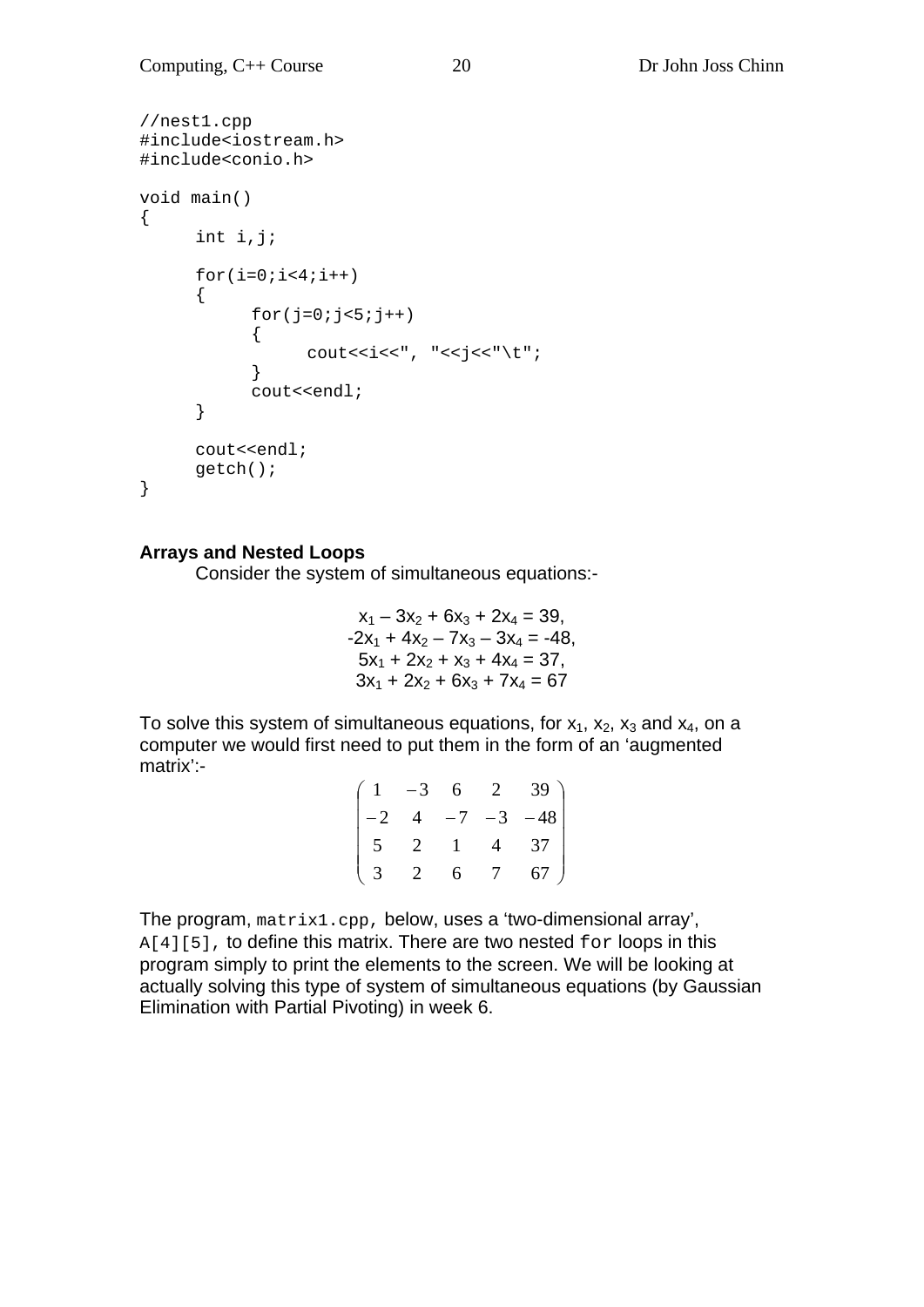```
//nest1.cpp
#include<iostream.h>
#include<conio.h>

void main()
{
	int i,j;

	for(i=0;i<4;i++)
	{
		for(j=0;j<5;j++)
		{
			cout<<i<<", "<<j<<"\t";
		}
		cout<<endl;
	}

	cout<<endl;
	getch();
}
```

**Arrays and Nested Loops**

Consider the system of simultaneous equations:-

$$
\begin{aligned}
x_1 - 3x_2 + 6x_3 + 2x_4 &= 39, \\
-2x_1 + 4x_2 - 7x_3 - 3x_4 &= -48, \\
5x_1 + 2x_2 + x_3 + 4x_4 &= 37, \\
3x_1 + 2x_2 + 6x_3 + 7x_4 &= 67
\end{aligned}
$$

To solve this system of simultaneous equations, for $x_1$, $x_2$, $x_3$ and $x_4$, on a computer we would first need to put them in the form of an 'augmented matrix':-

$$
\begin{pmatrix}
1 & -3 & 6 & 2 & 39 \\
-2 & 4 & -7 & -3 & -48 \\
5 & 2 & 1 & 4 & 37 \\
3 & 2 & 6 & 7 & 67
\end{pmatrix}
$$

The program, `matrix1.cpp`, below, uses a 'two-dimensional array', `A[4][5]`, to define this matrix. There are two nested `for` loops in this program simply to print the elements to the screen. We will be looking at actually solving this type of system of simultaneous equations (by Gaussian Elimination with Partial Pivoting) in week 6.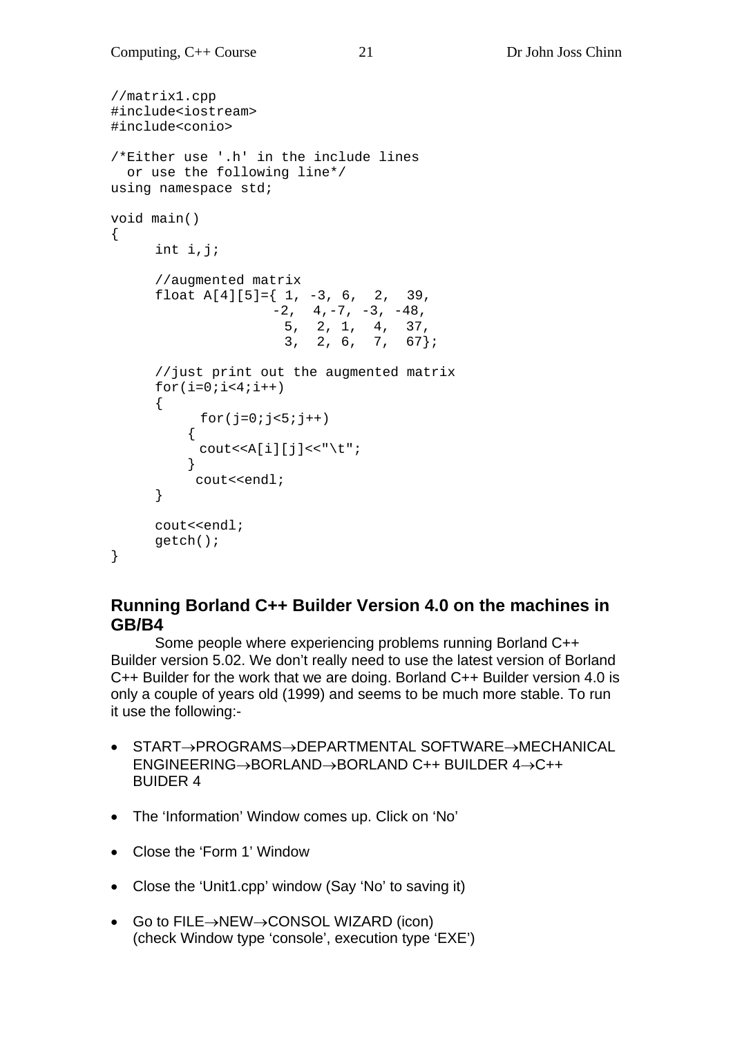```
//matrix1.cpp
#include<iostream>
#include<conio>

/*Either use '.h' in the include lines
  or use the following line*/
using namespace std;

void main()
{
     int i,j;

     //augmented matrix
     float A[4][5]={ 1, -3, 6,  2,  39,
                    -2,  4,-7, -3, -48,
                     5,  2, 1,  4,  37,
                     3,  2, 6,  7,  67};

     //just print out the augmented matrix
     for(i=0;i<4;i++)
     {
          for(j=0;j<5;j++)
         {
          cout<<A[i][j]<<"\t";
         }
         cout<<endl;
     }

     cout<<endl;
     getch();
}
```

## Running Borland C++ Builder Version 4.0 on the machines in GB/B4

Some people where experiencing problems running Borland C++ Builder version 5.02. We don't really need to use the latest version of Borland C++ Builder for the work that we are doing. Borland C++ Builder version 4.0 is only a couple of years old (1999) and seems to be much more stable. To run it use the following:-

- START→PROGRAMS→DEPARTMENTAL SOFTWARE→MECHANICAL ENGINEERING→BORLAND→BORLAND C++ BUILDER 4→C++ BUIDER 4
- The 'Information' Window comes up. Click on 'No'
- Close the 'Form 1' Window
- Close the 'Unit1.cpp' window (Say 'No' to saving it)
- Go to FILE→NEW→CONSOL WIZARD (icon)
  (check Window type 'console', execution type 'EXE')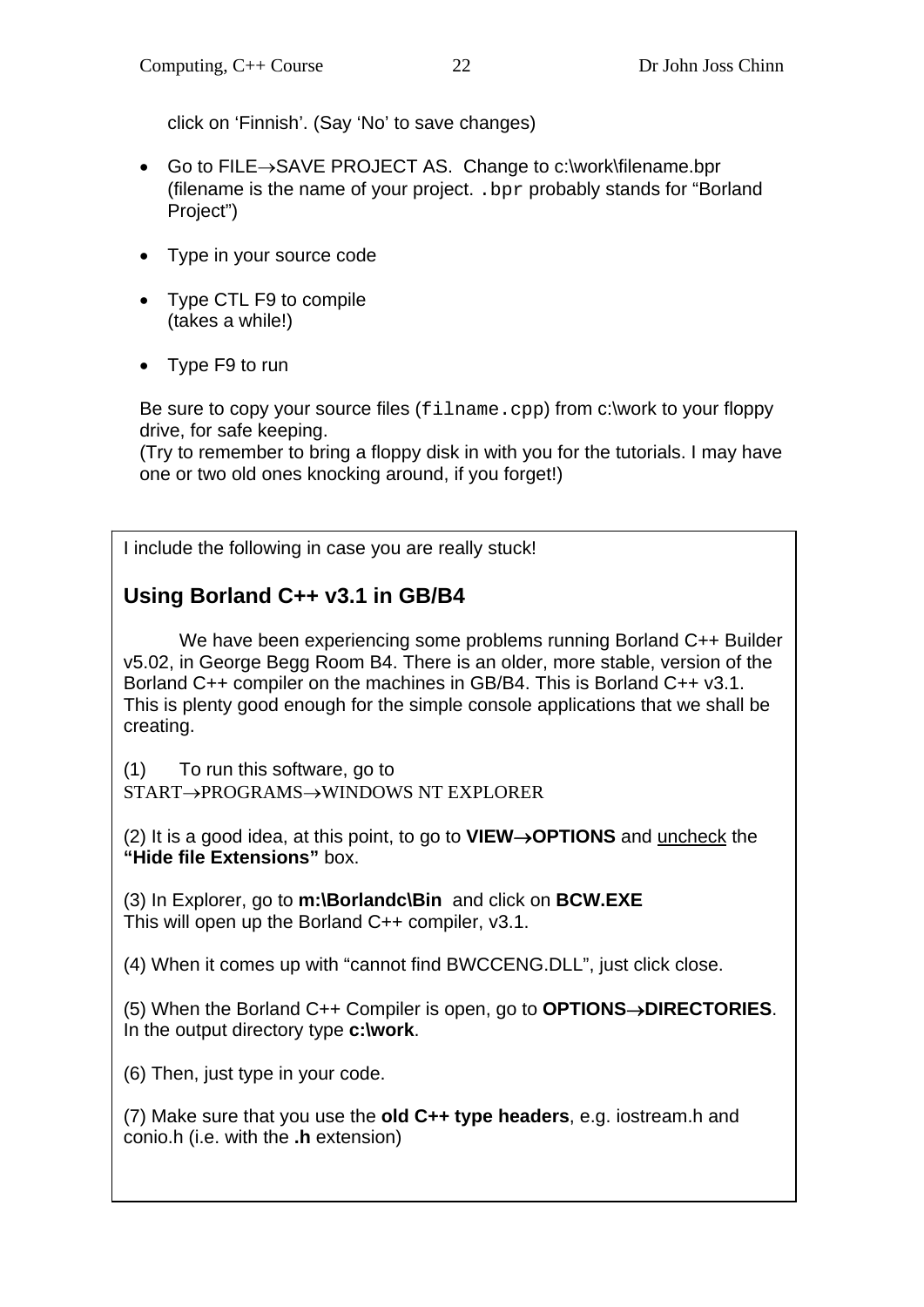click on 'Finnish'. (Say 'No' to save changes)

- Go to FILE→SAVE PROJECT AS. Change to c:\work\filename.bpr (filename is the name of your project. `.bpr` probably stands for "Borland Project")

- Type in your source code

- Type CTL F9 to compile (takes a while!)

- Type F9 to run

Be sure to copy your source files (`filname.cpp`) from c:\work to your floppy drive, for safe keeping.
(Try to remember to bring a floppy disk in with you for the tutorials. I may have one or two old ones knocking around, if you forget!)

I include the following in case you are really stuck!

## Using Borland C++ v3.1 in GB/B4

We have been experiencing some problems running Borland C++ Builder v5.02, in George Begg Room B4. There is an older, more stable, version of the Borland C++ compiler on the machines in GB/B4. This is Borland C++ v3.1. This is plenty good enough for the simple console applications that we shall be creating.

(1) To run this software, go to START→PROGRAMS→WINDOWS NT EXPLORER

(2) It is a good idea, at this point, to go to **VIEW→OPTIONS** and <u>uncheck</u> the **"Hide file Extensions"** box.

(3) In Explorer, go to **m:\Borlandc\Bin** and click on **BCW.EXE**
This will open up the Borland C++ compiler, v3.1.

(4) When it comes up with "cannot find BWCCENG.DLL", just click close.

(5) When the Borland C++ Compiler is open, go to **OPTIONS→DIRECTORIES**. In the output directory type **c:\work**.

(6) Then, just type in your code.

(7) Make sure that you use the **old C++ type headers**, e.g. iostream.h and conio.h (i.e. with the **.h** extension)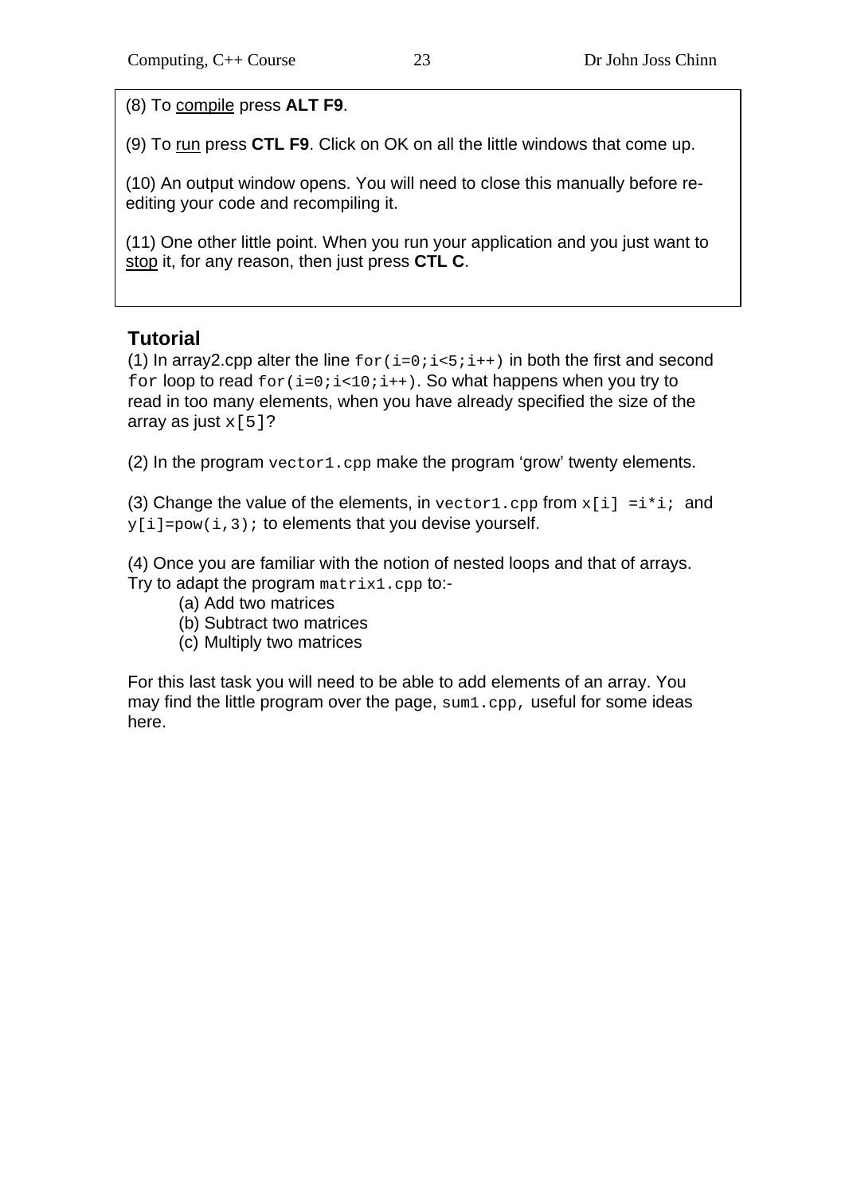(8) To <u>compile</u> press **ALT F9**.

(9) To <u>run</u> press **CTL F9**. Click on OK on all the little windows that come up.

(10) An output window opens. You will need to close this manually before re-editing your code and recompiling it.

(11) One other little point. When you run your application and you just want to <u>stop</u> it, for any reason, then just press **CTL C**.

## Tutorial

(1) In array2.cpp alter the line `for(i=0;i<5;i++)` in both the first and second `for` loop to read `for(i=0;i<10;i++)`. So what happens when you try to read in too many elements, when you have already specified the size of the array as just `x[5]`?

(2) In the program `vector1.cpp` make the program 'grow' twenty elements.

(3) Change the value of the elements, in `vector1.cpp` from `x[i] =i*i;` and `y[i]=pow(i,3);` to elements that you devise yourself.

(4) Once you are familiar with the notion of nested loops and that of arrays. Try to adapt the program `matrix1.cpp` to:-

- (a) Add two matrices
- (b) Subtract two matrices
- (c) Multiply two matrices

For this last task you will need to be able to add elements of an array. You may find the little program over the page, `sum1.cpp`, useful for some ideas here.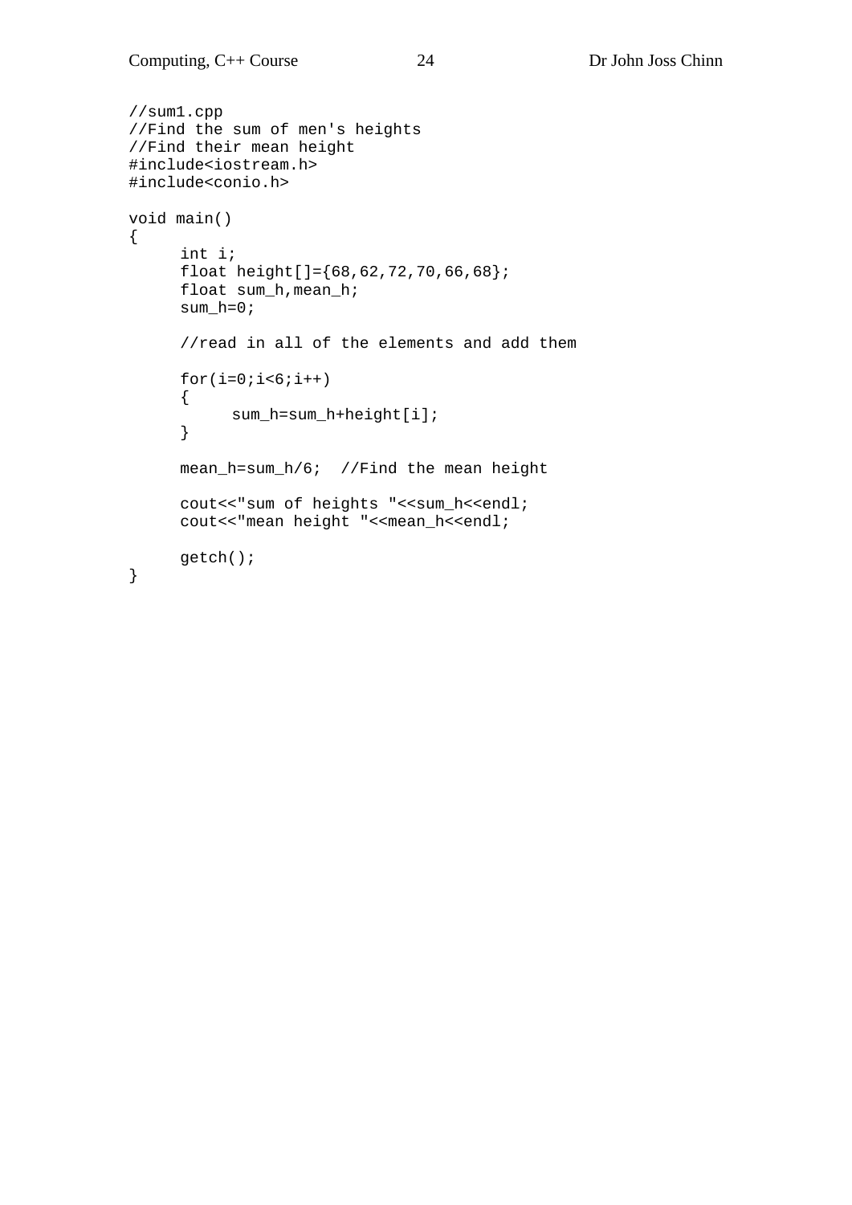```
//sum1.cpp
//Find the sum of men's heights
//Find their mean height
#include<iostream.h>
#include<conio.h>

void main()
{
      int i;
      float height[]={68,62,72,70,66,68};
      float sum_h,mean_h;
      sum_h=0;

      //read in all of the elements and add them

      for(i=0;i<6;i++)
      {
            sum_h=sum_h+height[i];
      }

      mean_h=sum_h/6;  //Find the mean height

      cout<<"sum of heights "<<sum_h<<endl;
      cout<<"mean height "<<mean_h<<endl;

      getch();
}
```